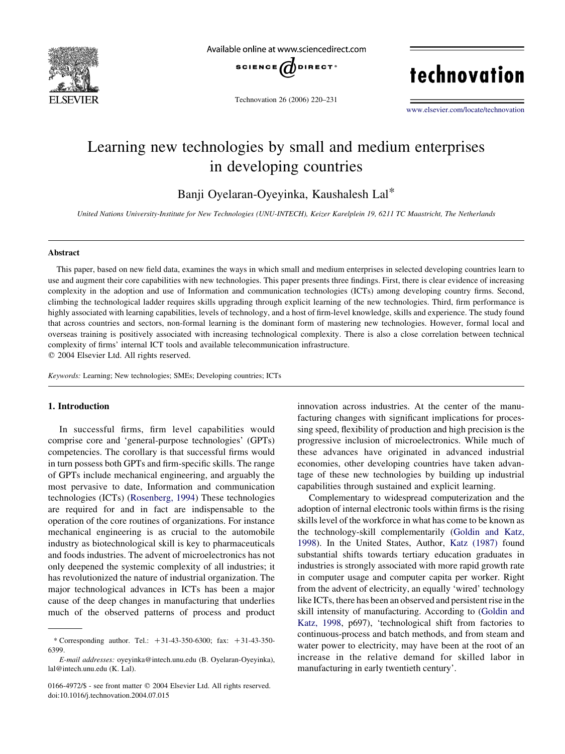# Learning new technologies by small and medium enterprises in developing countries

Banji Oyelaran-Oyeyinka, Kaushalesh Lal*

*United Nations University-Institute for New Technologies (UNU-INTECH), Keizer Karelplein 19, 6211 TC Maastricht, The Netherlands*

## Abstract

This paper, based on new field data, examines the ways in which small and medium enterprises in selected developing countries learn to use and augment their core capabilities with new technologies. This paper presents three findings. First, there is clear evidence of increasing complexity in the adoption and use of Information and communication technologies (ICTs) among developing country firms. Second, climbing the technological ladder requires skills upgrading through explicit learning of the new technologies. Third, firm performance is highly associated with learning capabilities, levels of technology, and a host of firm-level knowledge, skills and experience. The study found that across countries and sectors, non-formal learning is the dominant form of mastering new technologies. However, formal local and overseas training is positively associated with increasing technological complexity. There is also a close correlation between technical complexity of firms' internal ICT tools and available telecommunication infrastructure.

© 2004 Elsevier Ltd. All rights reserved.

*Keywords:* Learning; New technologies; SMEs; Developing countries; ICTs

## 1. Introduction

In successful firms, firm level capabilities would comprise core and 'general-purpose technologies' (GPTs) competencies. The corollary is that successful firms would in turn possess both GPTs and firm-specific skills. The range of GPTs include mechanical engineering, and arguably the most pervasive to date, Information and communication technologies (ICTs) (Rosenberg, 1994) These technologies are required for and in fact are indispensable to the operation of the core routines of organizations. For instance mechanical engineering is as crucial to the automobile industry as biotechnological skill is key to pharmaceuticals and foods industries. The advent of microelectronics has not only deepened the systemic complexity of all industries; it has revolutionized the nature of industrial organization. The major technological advances in ICTs has been a major cause of the deep changes in manufacturing that underlies much of the observed patterns of process and product innovation across industries. At the center of the manufacturing changes with significant implications for processing speed, flexibility of production and high precision is the progressive inclusion of microelectronics. While much of these advances have originated in advanced industrial economies, other developing countries have taken advantage of these new technologies by building up industrial capabilities through sustained and explicit learning.

Complementary to widespread computerization and the adoption of internal electronic tools within firms is the rising skills level of the workforce in what has come to be known as the technology-skill complementarily (Goldin and Katz, 1998). In the United States, Author, Katz (1987) found substantial shifts towards tertiary education graduates in industries is strongly associated with more rapid growth rate in computer usage and computer capita per worker. Right from the advent of electricity, an equally 'wired' technology like ICTs, there has been an observed and persistent rise in the skill intensity of manufacturing. According to (Goldin and Katz, 1998, p697), 'technological shift from factories to continuous-process and batch methods, and from steam and water power to electricity, may have been at the root of an increase in the relative demand for skilled labor in manufacturing in early twentieth century'.

---

* Corresponding author. Tel.: +31-43-350-6300; fax: +31-43-350-6399.

*E-mail addresses:* oyeyinka@intech.unu.edu (B. Oyelaran-Oyeyinka), lal@intech.unu.edu (K. Lal).

0166-4972/$ - see front matter © 2004 Elsevier Ltd. All rights reserved.
doi:10.1016/j.technovation.2004.07.015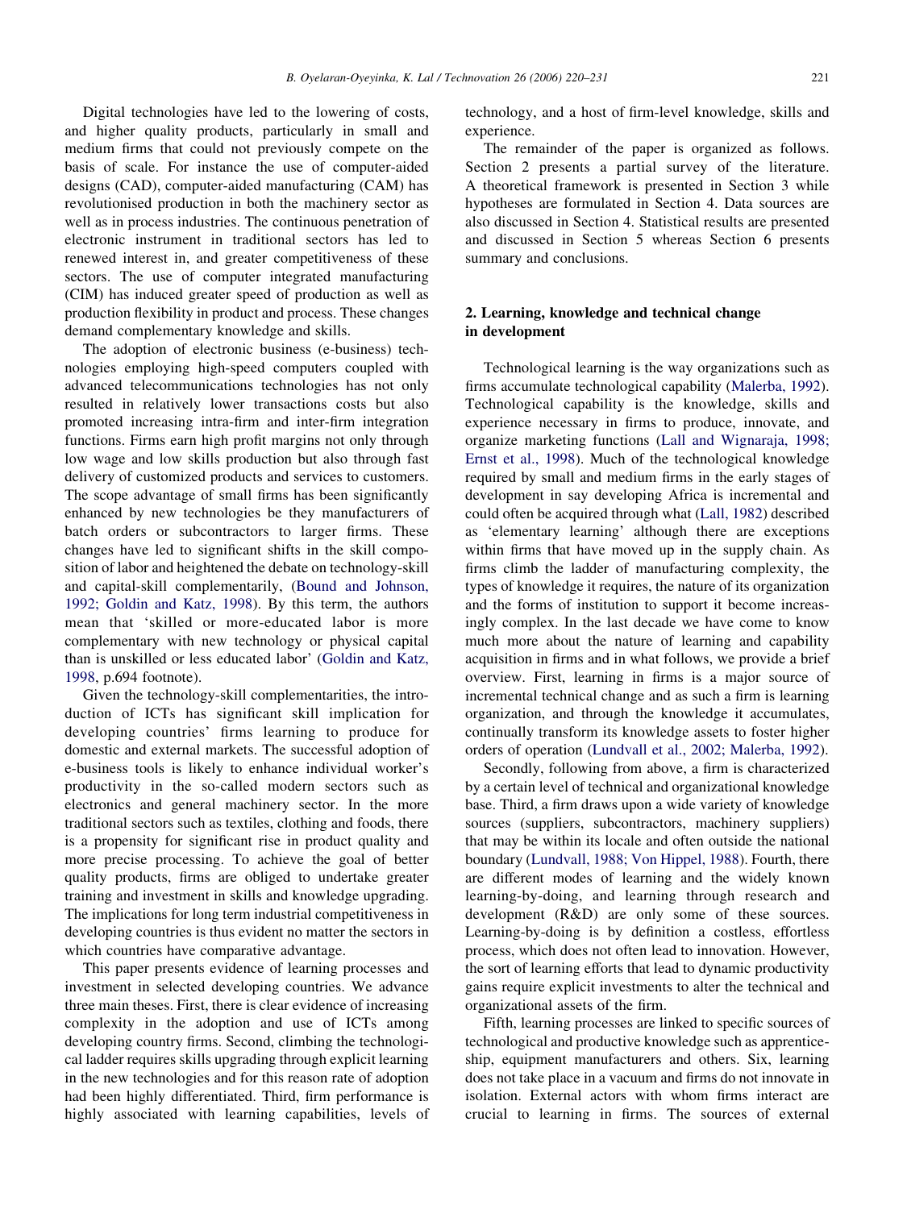Digital technologies have led to the lowering of costs, and higher quality products, particularly in small and medium firms that could not previously compete on the basis of scale. For instance the use of computer-aided designs (CAD), computer-aided manufacturing (CAM) has revolutionised production in both the machinery sector as well as in process industries. The continuous penetration of electronic instrument in traditional sectors has led to renewed interest in, and greater competitiveness of these sectors. The use of computer integrated manufacturing (CIM) has induced greater speed of production as well as production flexibility in product and process. These changes demand complementary knowledge and skills.

The adoption of electronic business (e-business) technologies employing high-speed computers coupled with advanced telecommunications technologies has not only resulted in relatively lower transactions costs but also promoted increasing intra-firm and inter-firm integration functions. Firms earn high profit margins not only through low wage and low skills production but also through fast delivery of customized products and services to customers. The scope advantage of small firms has been significantly enhanced by new technologies be they manufacturers of batch orders or subcontractors to larger firms. These changes have led to significant shifts in the skill composition of labor and heightened the debate on technology-skill and capital-skill complementarily, (Bound and Johnson, 1992; Goldin and Katz, 1998). By this term, the authors mean that 'skilled or more-educated labor is more complementary with new technology or physical capital than is unskilled or less educated labor' (Goldin and Katz, 1998, p.694 footnote).

Given the technology-skill complementarities, the introduction of ICTs has significant skill implication for developing countries' firms learning to produce for domestic and external markets. The successful adoption of e-business tools is likely to enhance individual worker's productivity in the so-called modern sectors such as electronics and general machinery sector. In the more traditional sectors such as textiles, clothing and foods, there is a propensity for significant rise in product quality and more precise processing. To achieve the goal of better quality products, firms are obliged to undertake greater training and investment in skills and knowledge upgrading. The implications for long term industrial competitiveness in developing countries is thus evident no matter the sectors in which countries have comparative advantage.

This paper presents evidence of learning processes and investment in selected developing countries. We advance three main theses. First, there is clear evidence of increasing complexity in the adoption and use of ICTs among developing country firms. Second, climbing the technological ladder requires skills upgrading through explicit learning in the new technologies and for this reason rate of adoption had been highly differentiated. Third, firm performance is highly associated with learning capabilities, levels of technology, and a host of firm-level knowledge, skills and experience.

The remainder of the paper is organized as follows. Section 2 presents a partial survey of the literature. A theoretical framework is presented in Section 3 while hypotheses are formulated in Section 4. Data sources are also discussed in Section 4. Statistical results are presented and discussed in Section 5 whereas Section 6 presents summary and conclusions.

## 2. Learning, knowledge and technical change in development

Technological learning is the way organizations such as firms accumulate technological capability (Malerba, 1992). Technological capability is the knowledge, skills and experience necessary in firms to produce, innovate, and organize marketing functions (Lall and Wignaraja, 1998; Ernst et al., 1998). Much of the technological knowledge required by small and medium firms in the early stages of development in say developing Africa is incremental and could often be acquired through what (Lall, 1982) described as 'elementary learning' although there are exceptions within firms that have moved up in the supply chain. As firms climb the ladder of manufacturing complexity, the types of knowledge it requires, the nature of its organization and the forms of institution to support it become increasingly complex. In the last decade we have come to know much more about the nature of learning and capability acquisition in firms and in what follows, we provide a brief overview. First, learning in firms is a major source of incremental technical change and as such a firm is learning organization, and through the knowledge it accumulates, continually transform its knowledge assets to foster higher orders of operation (Lundvall et al., 2002; Malerba, 1992).

Secondly, following from above, a firm is characterized by a certain level of technical and organizational knowledge base. Third, a firm draws upon a wide variety of knowledge sources (suppliers, subcontractors, machinery suppliers) that may be within its locale and often outside the national boundary (Lundvall, 1988; Von Hippel, 1988). Fourth, there are different modes of learning and the widely known learning-by-doing, and learning through research and development (R&D) are only some of these sources. Learning-by-doing is by definition a costless, effortless process, which does not often lead to innovation. However, the sort of learning efforts that lead to dynamic productivity gains require explicit investments to alter the technical and organizational assets of the firm.

Fifth, learning processes are linked to specific sources of technological and productive knowledge such as apprenticeship, equipment manufacturers and others. Six, learning does not take place in a vacuum and firms do not innovate in isolation. External actors with whom firms interact are crucial to learning in firms. The sources of external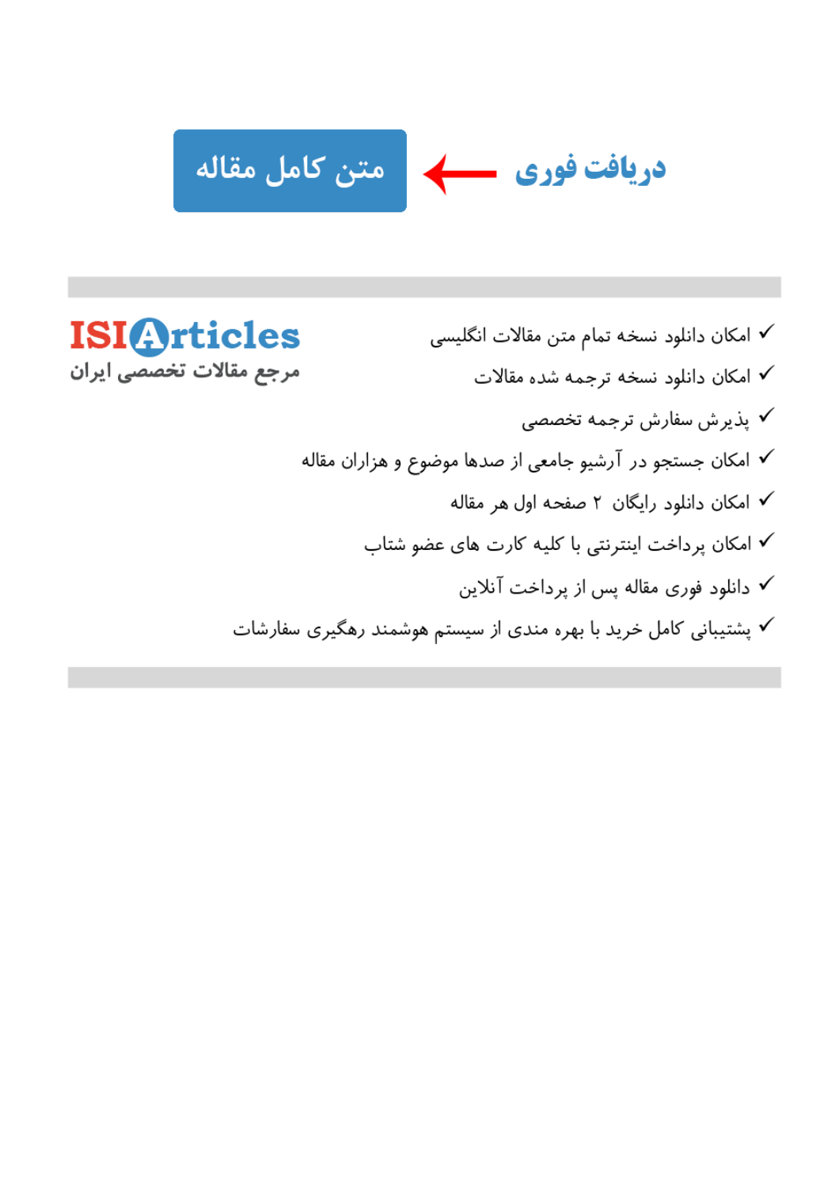دریافت فوری ← متن کامل مقاله

**ISIArticles**
مرجع مقالات تخصصی ایران

- ✓ امکان دانلود نسخه تمام متن مقالات انگلیسی
- ✓ امکان دانلود نسخه ترجمه شده مقالات
- ✓ پذیرش سفارش ترجمه تخصصی
- ✓ امکان جستجو در آرشیو جامعی از صدها موضوع و هزاران مقاله
- ✓ امکان دانلود رایگان ۲ صفحه اول هر مقاله
- ✓ امکان پرداخت اینترنتی با کلیه کارت های عضو شتاب
- ✓ دانلود فوری مقاله پس از پرداخت آنلاین
- ✓ پشتیبانی کامل خرید با بهره مندی از سیستم هوشمند رهگیری سفارشات